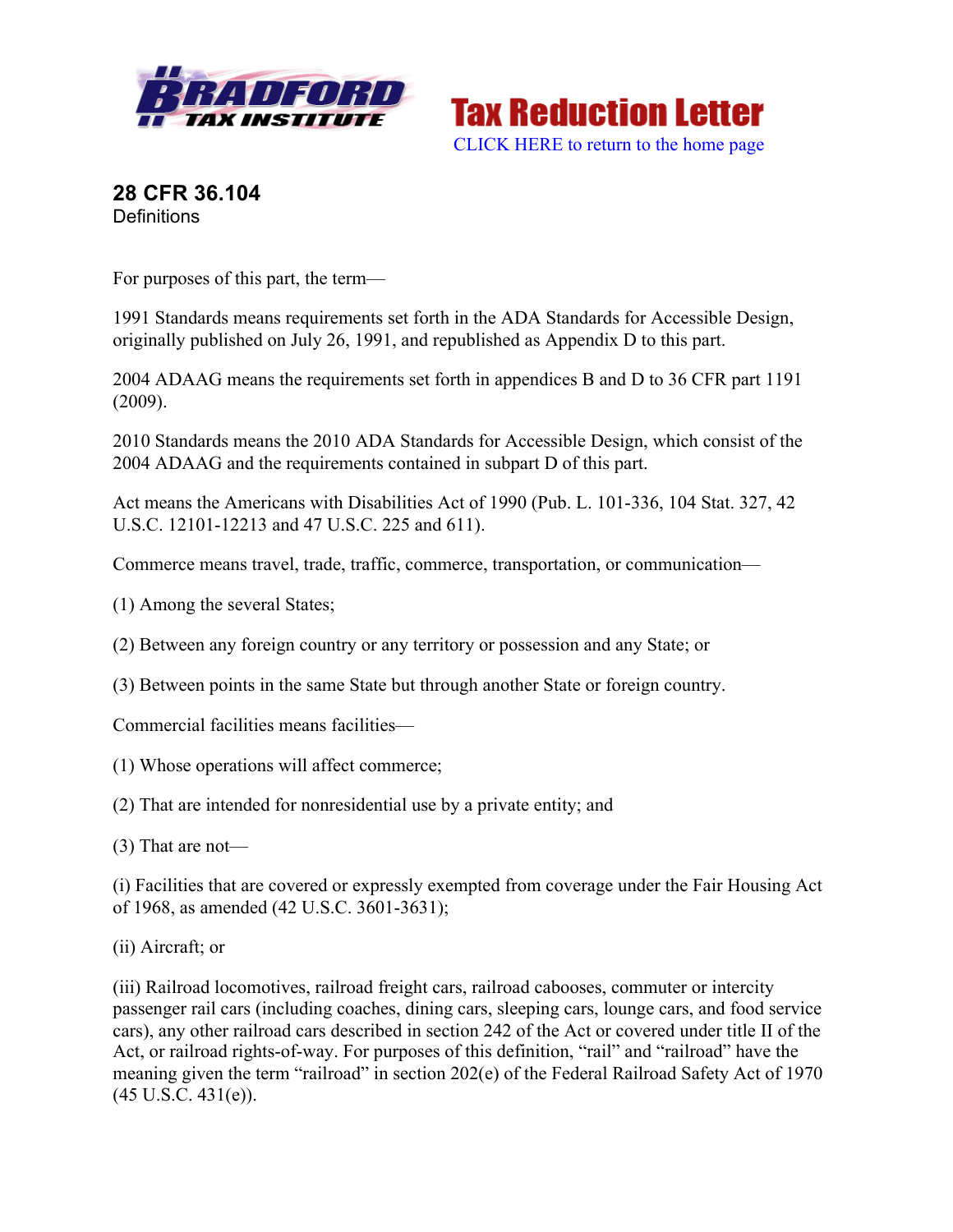Tax Reduction Letter

CLICK HERE to return to the home page

## 28 CFR 36.104

Definitions

For purposes of this part, the term—

1991 Standards means requirements set forth in the ADA Standards for Accessible Design, originally published on July 26, 1991, and republished as Appendix D to this part.

2004 ADAAG means the requirements set forth in appendices B and D to 36 CFR part 1191 (2009).

2010 Standards means the 2010 ADA Standards for Accessible Design, which consist of the 2004 ADAAG and the requirements contained in subpart D of this part.

Act means the Americans with Disabilities Act of 1990 (Pub. L. 101-336, 104 Stat. 327, 42 U.S.C. 12101-12213 and 47 U.S.C. 225 and 611).

Commerce means travel, trade, traffic, commerce, transportation, or communication—

(1) Among the several States;

(2) Between any foreign country or any territory or possession and any State; or

(3) Between points in the same State but through another State or foreign country.

Commercial facilities means facilities—

(1) Whose operations will affect commerce;

(2) That are intended for nonresidential use by a private entity; and

(3) That are not—

(i) Facilities that are covered or expressly exempted from coverage under the Fair Housing Act of 1968, as amended (42 U.S.C. 3601-3631);

(ii) Aircraft; or

(iii) Railroad locomotives, railroad freight cars, railroad cabooses, commuter or intercity passenger rail cars (including coaches, dining cars, sleeping cars, lounge cars, and food service cars), any other railroad cars described in section 242 of the Act or covered under title II of the Act, or railroad rights-of-way. For purposes of this definition, "rail" and "railroad" have the meaning given the term "railroad" in section 202(e) of the Federal Railroad Safety Act of 1970 (45 U.S.C. 431(e)).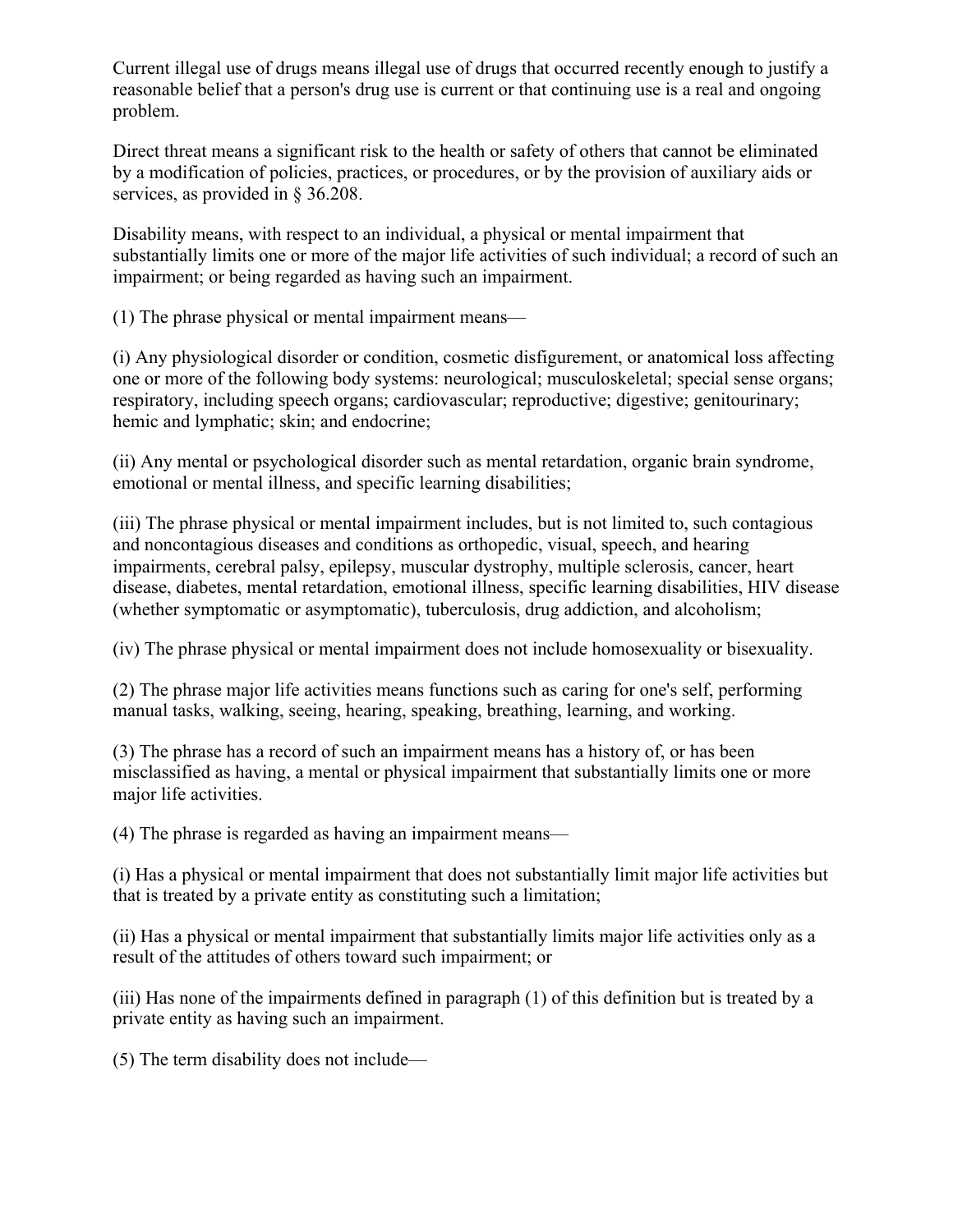Current illegal use of drugs means illegal use of drugs that occurred recently enough to justify a reasonable belief that a person's drug use is current or that continuing use is a real and ongoing problem.

Direct threat means a significant risk to the health or safety of others that cannot be eliminated by a modification of policies, practices, or procedures, or by the provision of auxiliary aids or services, as provided in § 36.208.

Disability means, with respect to an individual, a physical or mental impairment that substantially limits one or more of the major life activities of such individual; a record of such an impairment; or being regarded as having such an impairment.

(1) The phrase physical or mental impairment means—

(i) Any physiological disorder or condition, cosmetic disfigurement, or anatomical loss affecting one or more of the following body systems: neurological; musculoskeletal; special sense organs; respiratory, including speech organs; cardiovascular; reproductive; digestive; genitourinary; hemic and lymphatic; skin; and endocrine;

(ii) Any mental or psychological disorder such as mental retardation, organic brain syndrome, emotional or mental illness, and specific learning disabilities;

(iii) The phrase physical or mental impairment includes, but is not limited to, such contagious and noncontagious diseases and conditions as orthopedic, visual, speech, and hearing impairments, cerebral palsy, epilepsy, muscular dystrophy, multiple sclerosis, cancer, heart disease, diabetes, mental retardation, emotional illness, specific learning disabilities, HIV disease (whether symptomatic or asymptomatic), tuberculosis, drug addiction, and alcoholism;

(iv) The phrase physical or mental impairment does not include homosexuality or bisexuality.

(2) The phrase major life activities means functions such as caring for one's self, performing manual tasks, walking, seeing, hearing, speaking, breathing, learning, and working.

(3) The phrase has a record of such an impairment means has a history of, or has been misclassified as having, a mental or physical impairment that substantially limits one or more major life activities.

(4) The phrase is regarded as having an impairment means—

(i) Has a physical or mental impairment that does not substantially limit major life activities but that is treated by a private entity as constituting such a limitation;

(ii) Has a physical or mental impairment that substantially limits major life activities only as a result of the attitudes of others toward such impairment; or

(iii) Has none of the impairments defined in paragraph (1) of this definition but is treated by a private entity as having such an impairment.

(5) The term disability does not include—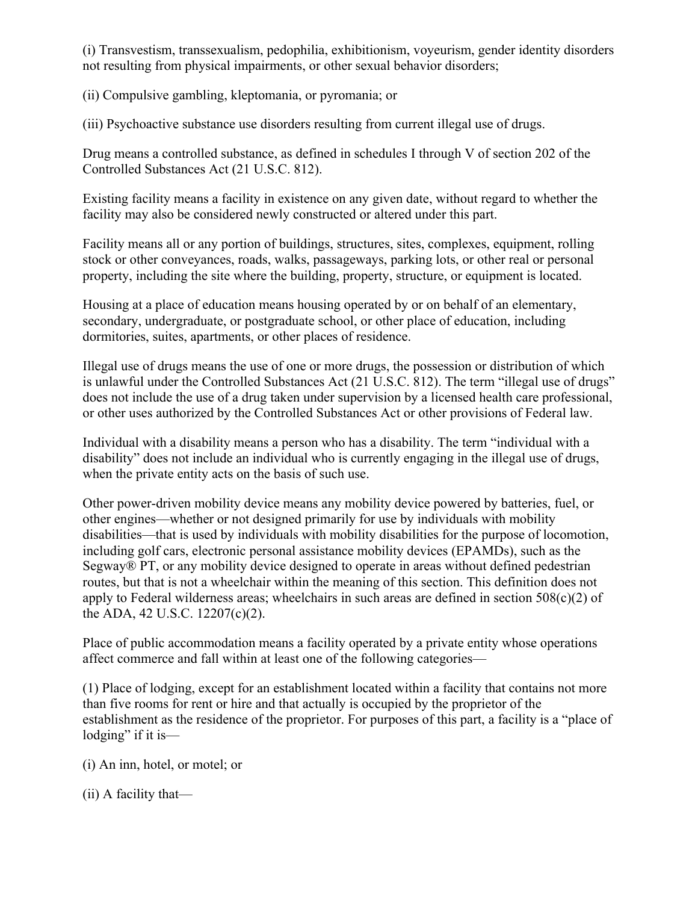(i) Transvestism, transsexualism, pedophilia, exhibitionism, voyeurism, gender identity disorders not resulting from physical impairments, or other sexual behavior disorders;

(ii) Compulsive gambling, kleptomania, or pyromania; or

(iii) Psychoactive substance use disorders resulting from current illegal use of drugs.

Drug means a controlled substance, as defined in schedules I through V of section 202 of the Controlled Substances Act (21 U.S.C. 812).

Existing facility means a facility in existence on any given date, without regard to whether the facility may also be considered newly constructed or altered under this part.

Facility means all or any portion of buildings, structures, sites, complexes, equipment, rolling stock or other conveyances, roads, walks, passageways, parking lots, or other real or personal property, including the site where the building, property, structure, or equipment is located.

Housing at a place of education means housing operated by or on behalf of an elementary, secondary, undergraduate, or postgraduate school, or other place of education, including dormitories, suites, apartments, or other places of residence.

Illegal use of drugs means the use of one or more drugs, the possession or distribution of which is unlawful under the Controlled Substances Act (21 U.S.C. 812). The term "illegal use of drugs" does not include the use of a drug taken under supervision by a licensed health care professional, or other uses authorized by the Controlled Substances Act or other provisions of Federal law.

Individual with a disability means a person who has a disability. The term "individual with a disability" does not include an individual who is currently engaging in the illegal use of drugs, when the private entity acts on the basis of such use.

Other power-driven mobility device means any mobility device powered by batteries, fuel, or other engines—whether or not designed primarily for use by individuals with mobility disabilities—that is used by individuals with mobility disabilities for the purpose of locomotion, including golf cars, electronic personal assistance mobility devices (EPAMDs), such as the Segway® PT, or any mobility device designed to operate in areas without defined pedestrian routes, but that is not a wheelchair within the meaning of this section. This definition does not apply to Federal wilderness areas; wheelchairs in such areas are defined in section 508(c)(2) of the ADA, 42 U.S.C. 12207(c)(2).

Place of public accommodation means a facility operated by a private entity whose operations affect commerce and fall within at least one of the following categories—

(1) Place of lodging, except for an establishment located within a facility that contains not more than five rooms for rent or hire and that actually is occupied by the proprietor of the establishment as the residence of the proprietor. For purposes of this part, a facility is a "place of lodging" if it is—

(i) An inn, hotel, or motel; or

(ii) A facility that—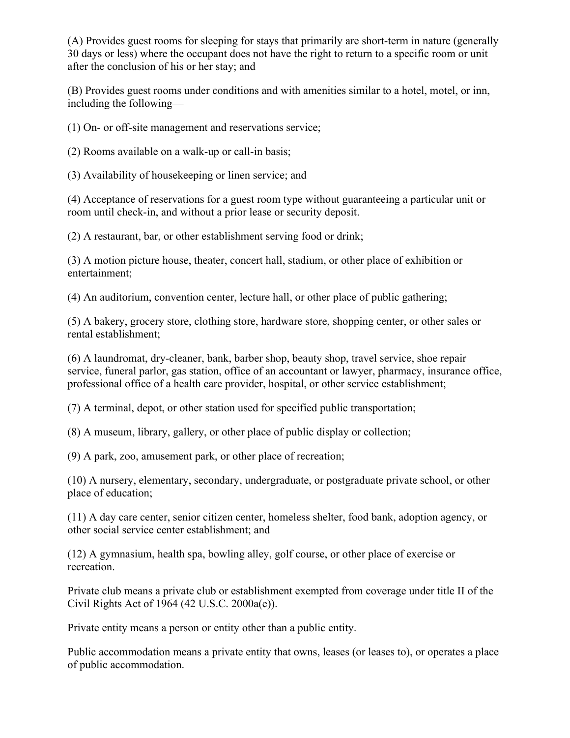(A) Provides guest rooms for sleeping for stays that primarily are short-term in nature (generally 30 days or less) where the occupant does not have the right to return to a specific room or unit after the conclusion of his or her stay; and

(B) Provides guest rooms under conditions and with amenities similar to a hotel, motel, or inn, including the following—

(1) On- or off-site management and reservations service;

(2) Rooms available on a walk-up or call-in basis;

(3) Availability of housekeeping or linen service; and

(4) Acceptance of reservations for a guest room type without guaranteeing a particular unit or room until check-in, and without a prior lease or security deposit.

(2) A restaurant, bar, or other establishment serving food or drink;

(3) A motion picture house, theater, concert hall, stadium, or other place of exhibition or entertainment;

(4) An auditorium, convention center, lecture hall, or other place of public gathering;

(5) A bakery, grocery store, clothing store, hardware store, shopping center, or other sales or rental establishment;

(6) A laundromat, dry-cleaner, bank, barber shop, beauty shop, travel service, shoe repair service, funeral parlor, gas station, office of an accountant or lawyer, pharmacy, insurance office, professional office of a health care provider, hospital, or other service establishment;

(7) A terminal, depot, or other station used for specified public transportation;

(8) A museum, library, gallery, or other place of public display or collection;

(9) A park, zoo, amusement park, or other place of recreation;

(10) A nursery, elementary, secondary, undergraduate, or postgraduate private school, or other place of education;

(11) A day care center, senior citizen center, homeless shelter, food bank, adoption agency, or other social service center establishment; and

(12) A gymnasium, health spa, bowling alley, golf course, or other place of exercise or recreation.

Private club means a private club or establishment exempted from coverage under title II of the Civil Rights Act of 1964 (42 U.S.C. 2000a(e)).

Private entity means a person or entity other than a public entity.

Public accommodation means a private entity that owns, leases (or leases to), or operates a place of public accommodation.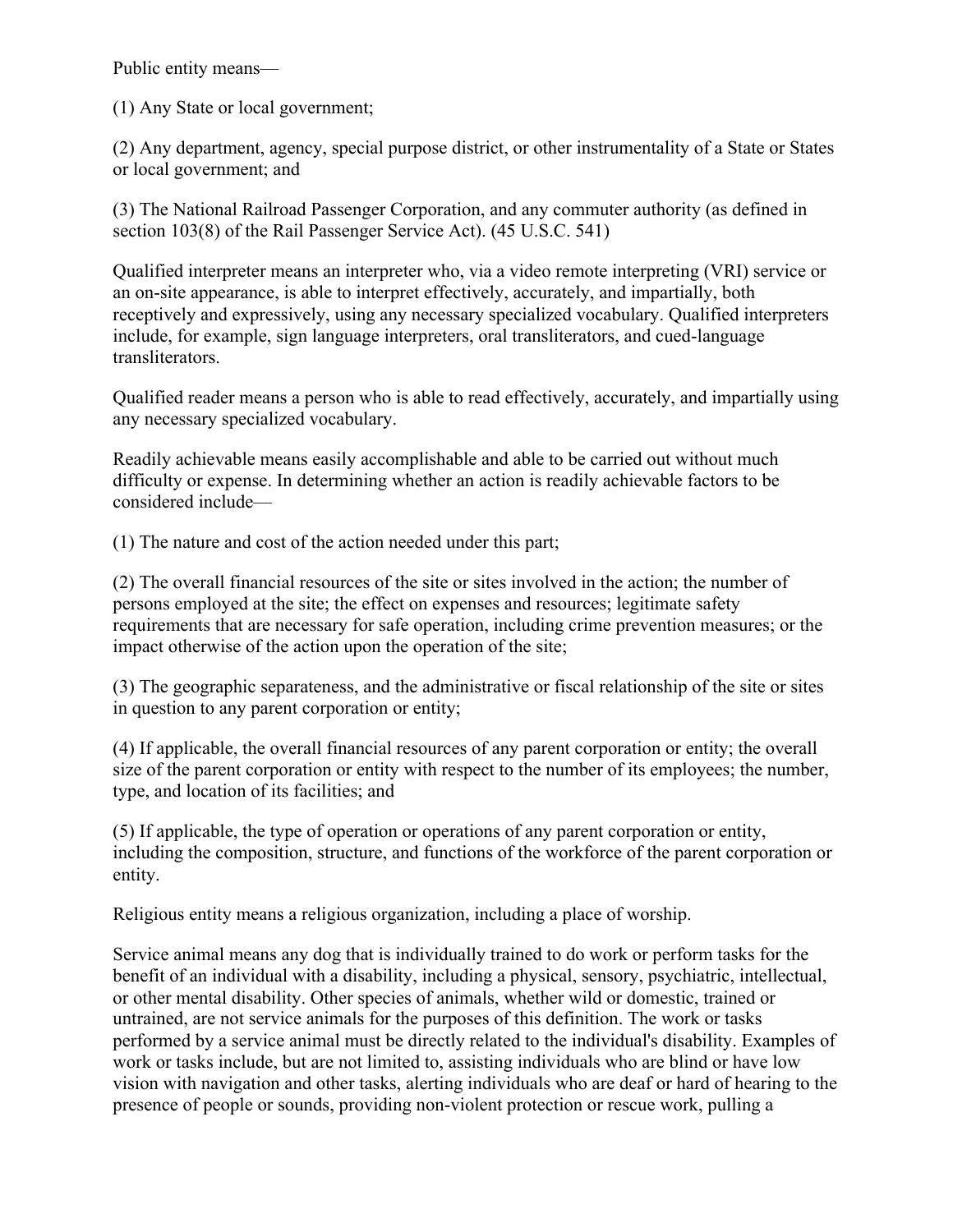Public entity means—

(1) Any State or local government;

(2) Any department, agency, special purpose district, or other instrumentality of a State or States or local government; and

(3) The National Railroad Passenger Corporation, and any commuter authority (as defined in section 103(8) of the Rail Passenger Service Act). (45 U.S.C. 541)

Qualified interpreter means an interpreter who, via a video remote interpreting (VRI) service or an on-site appearance, is able to interpret effectively, accurately, and impartially, both receptively and expressively, using any necessary specialized vocabulary. Qualified interpreters include, for example, sign language interpreters, oral transliterators, and cued-language transliterators.

Qualified reader means a person who is able to read effectively, accurately, and impartially using any necessary specialized vocabulary.

Readily achievable means easily accomplishable and able to be carried out without much difficulty or expense. In determining whether an action is readily achievable factors to be considered include—

(1) The nature and cost of the action needed under this part;

(2) The overall financial resources of the site or sites involved in the action; the number of persons employed at the site; the effect on expenses and resources; legitimate safety requirements that are necessary for safe operation, including crime prevention measures; or the impact otherwise of the action upon the operation of the site;

(3) The geographic separateness, and the administrative or fiscal relationship of the site or sites in question to any parent corporation or entity;

(4) If applicable, the overall financial resources of any parent corporation or entity; the overall size of the parent corporation or entity with respect to the number of its employees; the number, type, and location of its facilities; and

(5) If applicable, the type of operation or operations of any parent corporation or entity, including the composition, structure, and functions of the workforce of the parent corporation or entity.

Religious entity means a religious organization, including a place of worship.

Service animal means any dog that is individually trained to do work or perform tasks for the benefit of an individual with a disability, including a physical, sensory, psychiatric, intellectual, or other mental disability. Other species of animals, whether wild or domestic, trained or untrained, are not service animals for the purposes of this definition. The work or tasks performed by a service animal must be directly related to the individual's disability. Examples of work or tasks include, but are not limited to, assisting individuals who are blind or have low vision with navigation and other tasks, alerting individuals who are deaf or hard of hearing to the presence of people or sounds, providing non-violent protection or rescue work, pulling a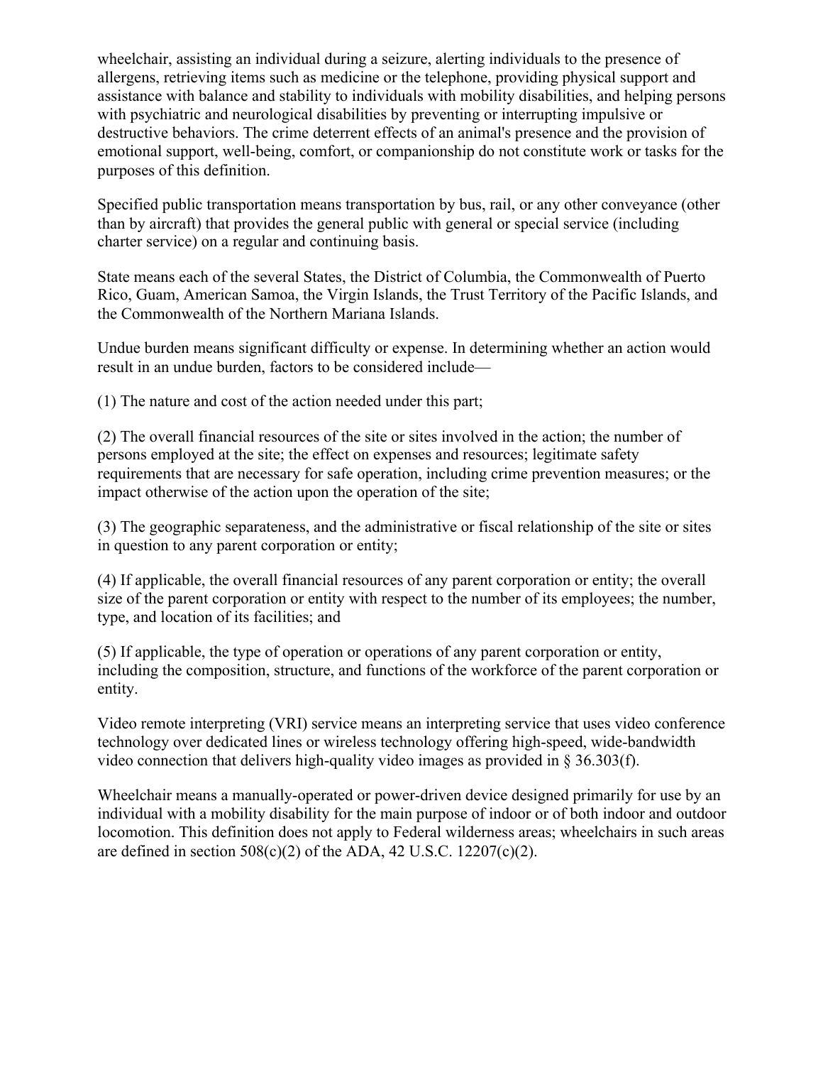wheelchair, assisting an individual during a seizure, alerting individuals to the presence of allergens, retrieving items such as medicine or the telephone, providing physical support and assistance with balance and stability to individuals with mobility disabilities, and helping persons with psychiatric and neurological disabilities by preventing or interrupting impulsive or destructive behaviors. The crime deterrent effects of an animal's presence and the provision of emotional support, well-being, comfort, or companionship do not constitute work or tasks for the purposes of this definition.

Specified public transportation means transportation by bus, rail, or any other conveyance (other than by aircraft) that provides the general public with general or special service (including charter service) on a regular and continuing basis.

State means each of the several States, the District of Columbia, the Commonwealth of Puerto Rico, Guam, American Samoa, the Virgin Islands, the Trust Territory of the Pacific Islands, and the Commonwealth of the Northern Mariana Islands.

Undue burden means significant difficulty or expense. In determining whether an action would result in an undue burden, factors to be considered include—

(1) The nature and cost of the action needed under this part;

(2) The overall financial resources of the site or sites involved in the action; the number of persons employed at the site; the effect on expenses and resources; legitimate safety requirements that are necessary for safe operation, including crime prevention measures; or the impact otherwise of the action upon the operation of the site;

(3) The geographic separateness, and the administrative or fiscal relationship of the site or sites in question to any parent corporation or entity;

(4) If applicable, the overall financial resources of any parent corporation or entity; the overall size of the parent corporation or entity with respect to the number of its employees; the number, type, and location of its facilities; and

(5) If applicable, the type of operation or operations of any parent corporation or entity, including the composition, structure, and functions of the workforce of the parent corporation or entity.

Video remote interpreting (VRI) service means an interpreting service that uses video conference technology over dedicated lines or wireless technology offering high-speed, wide-bandwidth video connection that delivers high-quality video images as provided in § 36.303(f).

Wheelchair means a manually-operated or power-driven device designed primarily for use by an individual with a mobility disability for the main purpose of indoor or of both indoor and outdoor locomotion. This definition does not apply to Federal wilderness areas; wheelchairs in such areas are defined in section 508(c)(2) of the ADA, 42 U.S.C. 12207(c)(2).